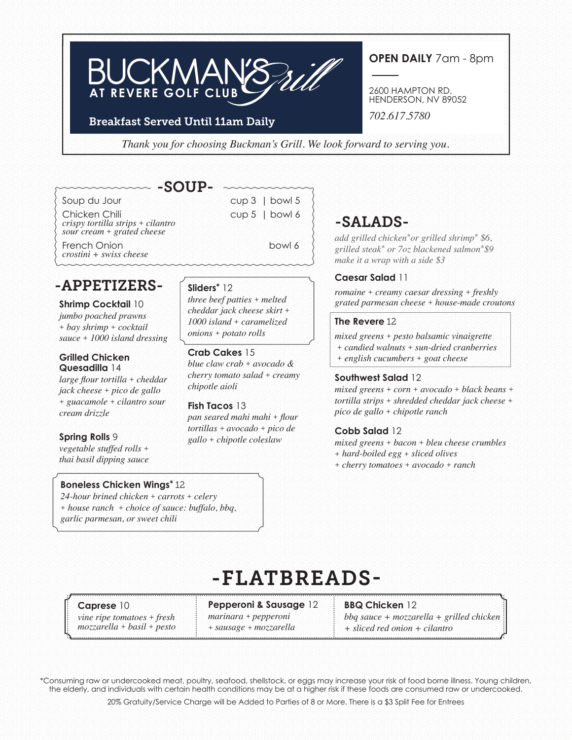# BUCKMAN'S Grill AT REVERE GOLF CLUB

Breakfast Served Until 11am Daily

**OPEN DAILY** 7am - 8pm

2600 HAMPTON RD, HENDERSON, NV 89052

*702.617.5780*

*Thank you for choosing Buckman's Grill. We look forward to serving you.*

## -SOUP-

Soup du Jour — cup 3 | bowl 5

Chicken Chili — cup 5 | bowl 6
*crispy tortilla strips + cilantro sour cream + grated cheese*

French Onion — bowl 6
*crostini + swiss cheese*

## -APPETIZERS-

**Shrimp Cocktail** 10
*jumbo poached prawns + bay shrimp + cocktail sauce + 1000 island dressing*

**Grilled Chicken Quesadilla** 14
*large flour tortilla + cheddar jack cheese + pico de gallo + guacamole + cilantro sour cream drizzle*

**Spring Rolls** 9
*vegetable stuffed rolls + thai basil dipping sauce*

**Sliders*** 12
*three beef patties + melted cheddar jack cheese skirt + 1000 island + caramelized onions + potato rolls*

**Crab Cakes** 15
*blue claw crab + avocado & cherry tomato salad + creamy chipotle aioli*

**Fish Tacos** 13
*pan seared mahi mahi + flour tortillas + avocado + pico de gallo + chipotle coleslaw*

**Boneless Chicken Wings*** 12
*24-hour brined chicken + carrots + celery + house ranch + choice of sauce: buffalo, bbq, garlic parmesan, or sweet chili*

## -SALADS-

*add grilled chicken* or grilled shrimp* $6, grilled steak* or 7oz blackened salmon* $9*
*make it a wrap with a side $3*

**Caesar Salad** 11
*romaine + creamy caesar dressing + freshly grated parmesan cheese + house-made croutons*

**The Revere** 12
*mixed greens + pesto balsamic vinaigrette + candied walnuts + sun-dried cranberries + english cucumbers + goat cheese*

**Southwest Salad** 12
*mixed greens + corn + avocado + black beans + tortilla strips + shredded cheddar jack cheese + pico de gallo + chipotle ranch*

**Cobb Salad** 12
*mixed greens + bacon + bleu cheese crumbles + hard-boiled egg + sliced olives + cherry tomatoes + avocado + ranch*

## -FLATBREADS-

**Caprese** 10
*vine ripe tomatoes + fresh mozzarella + basil + pesto*

**Pepperoni & Sausage** 12
*marinara + pepperoni + sausage + mozzarella*

**BBQ Chicken** 12
*bbq sauce + mozzarella + grilled chicken + sliced red onion + cilantro*

*Consuming raw or undercooked meat, poultry, seafood, shellstock, or eggs may increase your risk of food borne illness. Young children, the elderly, and individuals with certain health conditions may be at a higher risk if these foods are consumed raw or undercooked.

20% Gratuity/Service Charge will be Added to Parties of 8 or More. There is a $3 Split Fee for Entrees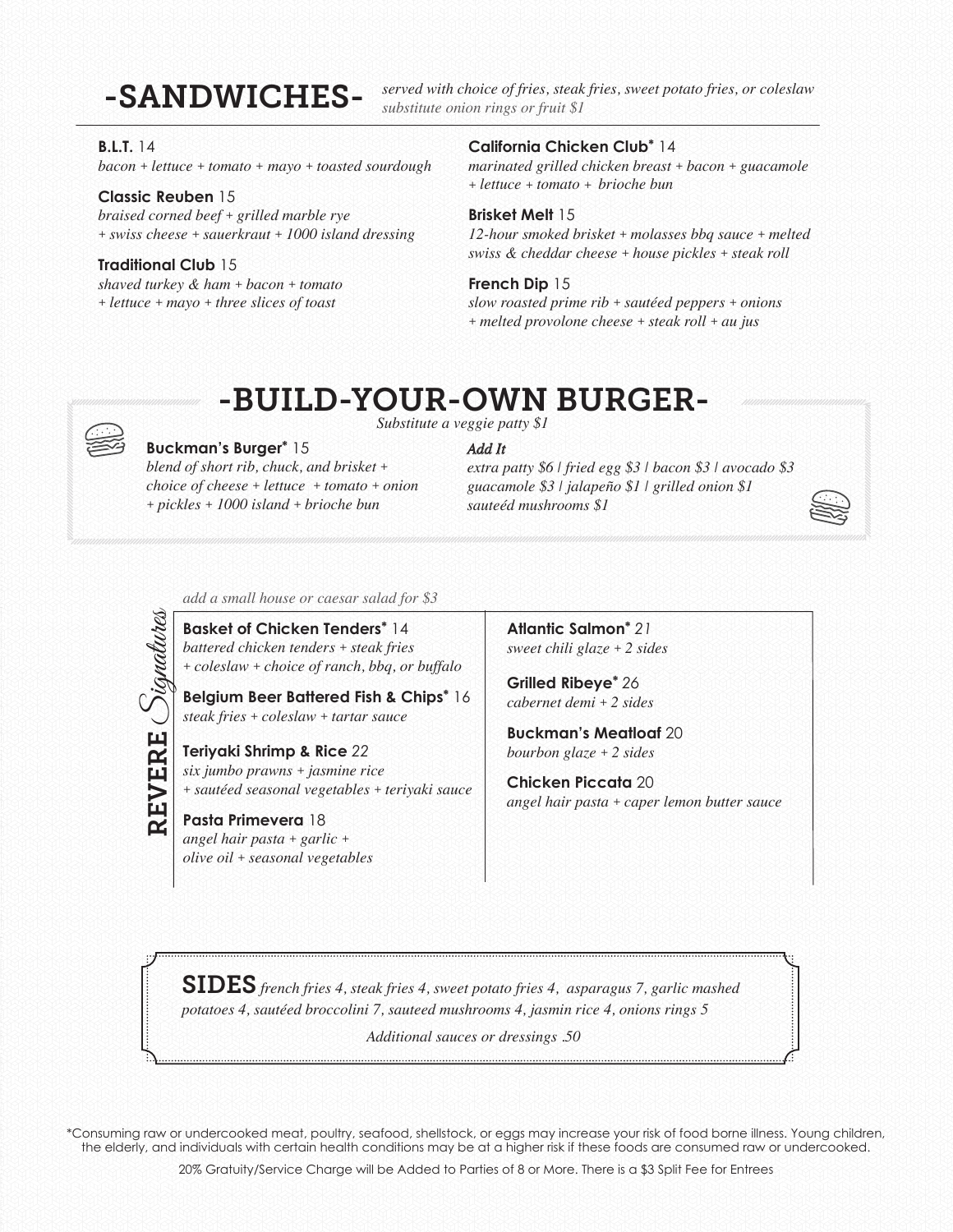# -SANDWICHES-

*served with choice of fries, steak fries, sweet potato fries, or coleslaw*
*substitute onion rings or fruit $1*

**B.L.T.** 14
*bacon + lettuce + tomato + mayo + toasted sourdough*

**Classic Reuben** 15
*braised corned beef + grilled marble rye + swiss cheese + sauerkraut + 1000 island dressing*

**Traditional Club** 15
*shaved turkey & ham + bacon + tomato + lettuce + mayo + three slices of toast*

**California Chicken Club*** 14
*marinated grilled chicken breast + bacon + guacamole + lettuce + tomato + brioche bun*

**Brisket Melt** 15
*12-hour smoked brisket + molasses bbq sauce + melted swiss & cheddar cheese + house pickles + steak roll*

**French Dip** 15
*slow roasted prime rib + sautéed peppers + onions + melted provolone cheese + steak roll + au jus*

# -BUILD-YOUR-OWN BURGER-

*Substitute a veggie patty $1*

**Buckman's Burger*** 15
*blend of short rib, chuck, and brisket + choice of cheese + lettuce + tomato + onion + pickles + 1000 island + brioche bun*

***Add It***
*extra patty $6 | fried egg $3 | bacon $3 | avocado $3 guacamole $3 | jalapeño $1 | grilled onion $1 sauteéd mushrooms $1*

# REVERE *Signatures*

*add a small house or caesar salad for $3*

**Basket of Chicken Tenders*** 14
*battered chicken tenders + steak fries + coleslaw + choice of ranch, bbq, or buffalo*

**Belgium Beer Battered Fish & Chips*** 16
*steak fries + coleslaw + tartar sauce*

**Teriyaki Shrimp & Rice** 22
*six jumbo prawns + jasmine rice + sautéed seasonal vegetables + teriyaki sauce*

**Pasta Primevera** 18
*angel hair pasta + garlic + olive oil + seasonal vegetables*

**Atlantic Salmon*** *21*
*sweet chili glaze + 2 sides*

**Grilled Ribeye*** 26
*cabernet demi + 2 sides*

**Buckman's Meatloaf** 20
*bourbon glaze + 2 sides*

**Chicken Piccata** 20
*angel hair pasta + caper lemon butter sauce*

# SIDES

*french fries 4, steak fries 4, sweet potato fries 4, asparagus 7, garlic mashed potatoes 4, sautéed broccolini 7, sauteed mushrooms 4, jasmin rice 4, onions rings 5*

*Additional sauces or dressings .50*

*Consuming raw or undercooked meat, poultry, seafood, shellstock, or eggs may increase your risk of food borne illness. Young children, the elderly, and individuals with certain health conditions may be at a higher risk if these foods are consumed raw or undercooked.

20% Gratuity/Service Charge will be Added to Parties of 8 or More. There is a $3 Split Fee for Entrees